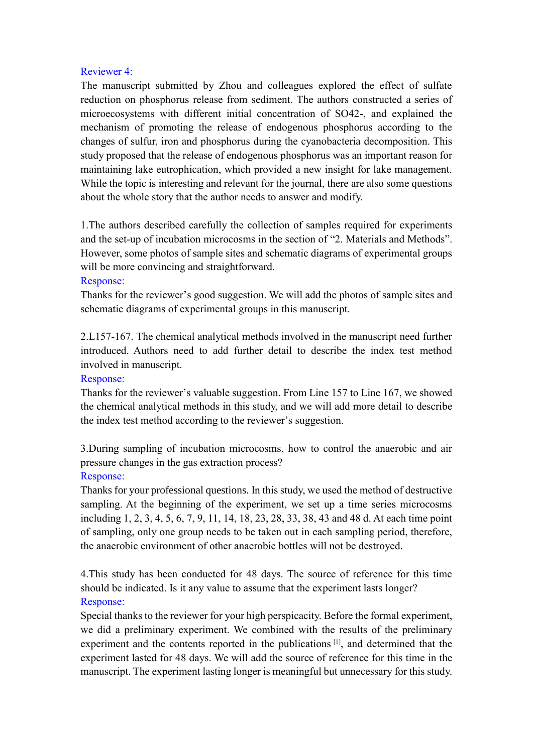Reviewer 4:

The manuscript submitted by Zhou and colleagues explored the effect of sulfate reduction on phosphorus release from sediment. The authors constructed a series of microecosystems with different initial concentration of SO42-, and explained the mechanism of promoting the release of endogenous phosphorus according to the changes of sulfur, iron and phosphorus during the cyanobacteria decomposition. This study proposed that the release of endogenous phosphorus was an important reason for maintaining lake eutrophication, which provided a new insight for lake management. While the topic is interesting and relevant for the journal, there are also some questions about the whole story that the author needs to answer and modify.

1.The authors described carefully the collection of samples required for experiments and the set-up of incubation microcosms in the section of "2. Materials and Methods". However, some photos of sample sites and schematic diagrams of experimental groups will be more convincing and straightforward.

Response:

Thanks for the reviewer's good suggestion. We will add the photos of sample sites and schematic diagrams of experimental groups in this manuscript.

2.L157-167. The chemical analytical methods involved in the manuscript need further introduced. Authors need to add further detail to describe the index test method involved in manuscript.

Response:

Thanks for the reviewer's valuable suggestion. From Line 157 to Line 167, we showed the chemical analytical methods in this study, and we will add more detail to describe the index test method according to the reviewer's suggestion.

3.During sampling of incubation microcosms, how to control the anaerobic and air pressure changes in the gas extraction process?

Response:

Thanks for your professional questions. In this study, we used the method of destructive sampling. At the beginning of the experiment, we set up a time series microcosms including 1, 2, 3, 4, 5, 6, 7, 9, 11, 14, 18, 23, 28, 33, 38, 43 and 48 d. At each time point of sampling, only one group needs to be taken out in each sampling period, therefore, the anaerobic environment of other anaerobic bottles will not be destroyed.

4.This study has been conducted for 48 days. The source of reference for this time should be indicated. Is it any value to assume that the experiment lasts longer?

Response:

Special thanks to the reviewer for your high perspicacity. Before the formal experiment, we did a preliminary experiment. We combined with the results of the preliminary experiment and the contents reported in the publications [1], and determined that the experiment lasted for 48 days. We will add the source of reference for this time in the manuscript. The experiment lasting longer is meaningful but unnecessary for this study.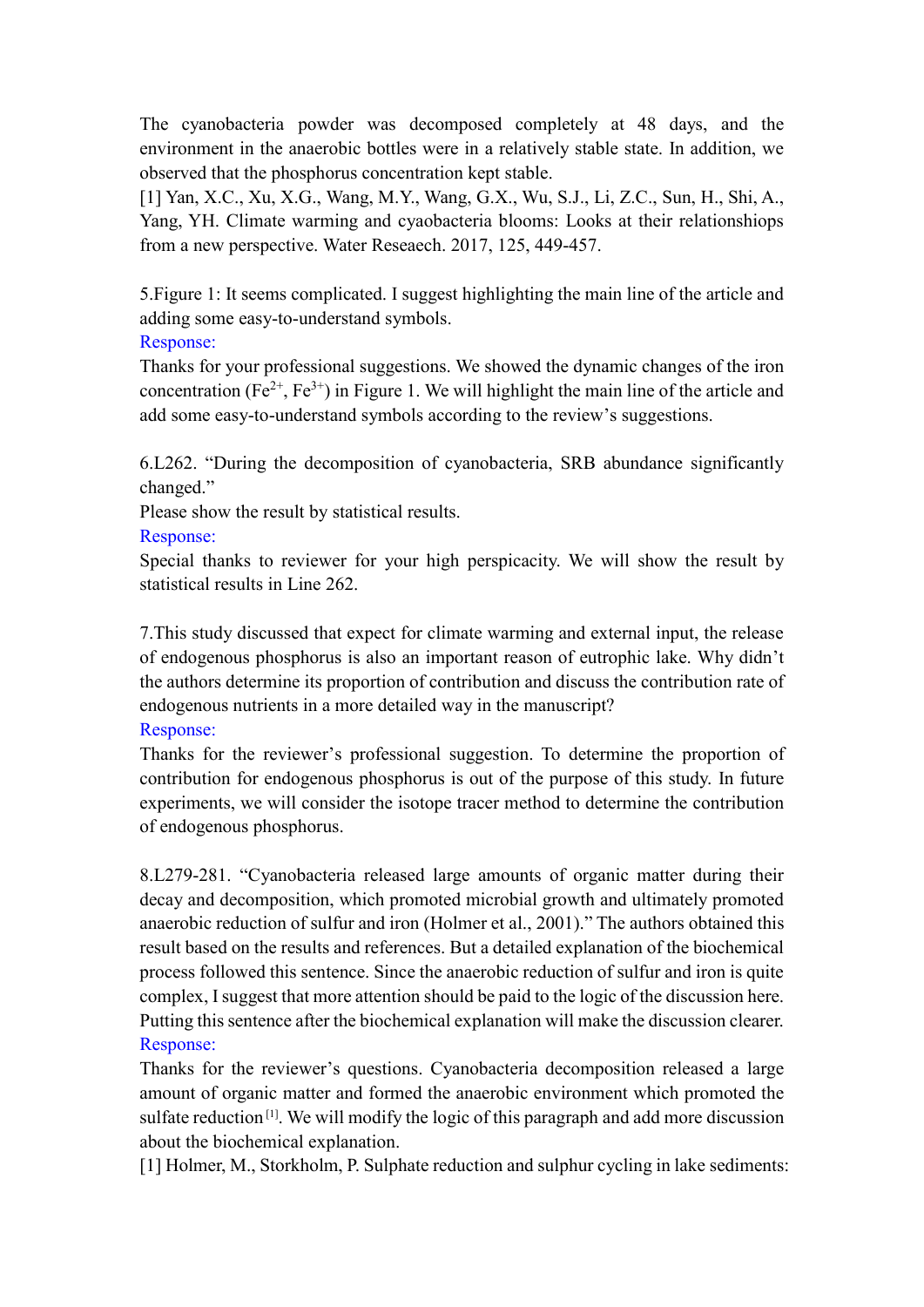The cyanobacteria powder was decomposed completely at 48 days, and the environment in the anaerobic bottles were in a relatively stable state. In addition, we observed that the phosphorus concentration kept stable.

[1] Yan, X.C., Xu, X.G., Wang, M.Y., Wang, G.X., Wu, S.J., Li, Z.C., Sun, H., Shi, A., Yang, YH. Climate warming and cyaobacteria blooms: Looks at their relationshiops from a new perspective. Water Reseaech. 2017, 125, 449-457.

5.Figure 1: It seems complicated. I suggest highlighting the main line of the article and adding some easy-to-understand symbols.

Response:

Thanks for your professional suggestions. We showed the dynamic changes of the iron concentration ($Fe^{2+}$, $Fe^{3+}$) in Figure 1. We will highlight the main line of the article and add some easy-to-understand symbols according to the review's suggestions.

6.L262. "During the decomposition of cyanobacteria, SRB abundance significantly changed."

Please show the result by statistical results.

Response:

Special thanks to reviewer for your high perspicacity. We will show the result by statistical results in Line 262.

7.This study discussed that expect for climate warming and external input, the release of endogenous phosphorus is also an important reason of eutrophic lake. Why didn't the authors determine its proportion of contribution and discuss the contribution rate of endogenous nutrients in a more detailed way in the manuscript?

Response:

Thanks for the reviewer's professional suggestion. To determine the proportion of contribution for endogenous phosphorus is out of the purpose of this study. In future experiments, we will consider the isotope tracer method to determine the contribution of endogenous phosphorus.

8.L279-281. "Cyanobacteria released large amounts of organic matter during their decay and decomposition, which promoted microbial growth and ultimately promoted anaerobic reduction of sulfur and iron (Holmer et al., 2001)." The authors obtained this result based on the results and references. But a detailed explanation of the biochemical process followed this sentence. Since the anaerobic reduction of sulfur and iron is quite complex, I suggest that more attention should be paid to the logic of the discussion here. Putting this sentence after the biochemical explanation will make the discussion clearer.

Response:

Thanks for the reviewer's questions. Cyanobacteria decomposition released a large amount of organic matter and formed the anaerobic environment which promoted the sulfate reduction [1]. We will modify the logic of this paragraph and add more discussion about the biochemical explanation.

[1] Holmer, M., Storkholm, P. Sulphate reduction and sulphur cycling in lake sediments: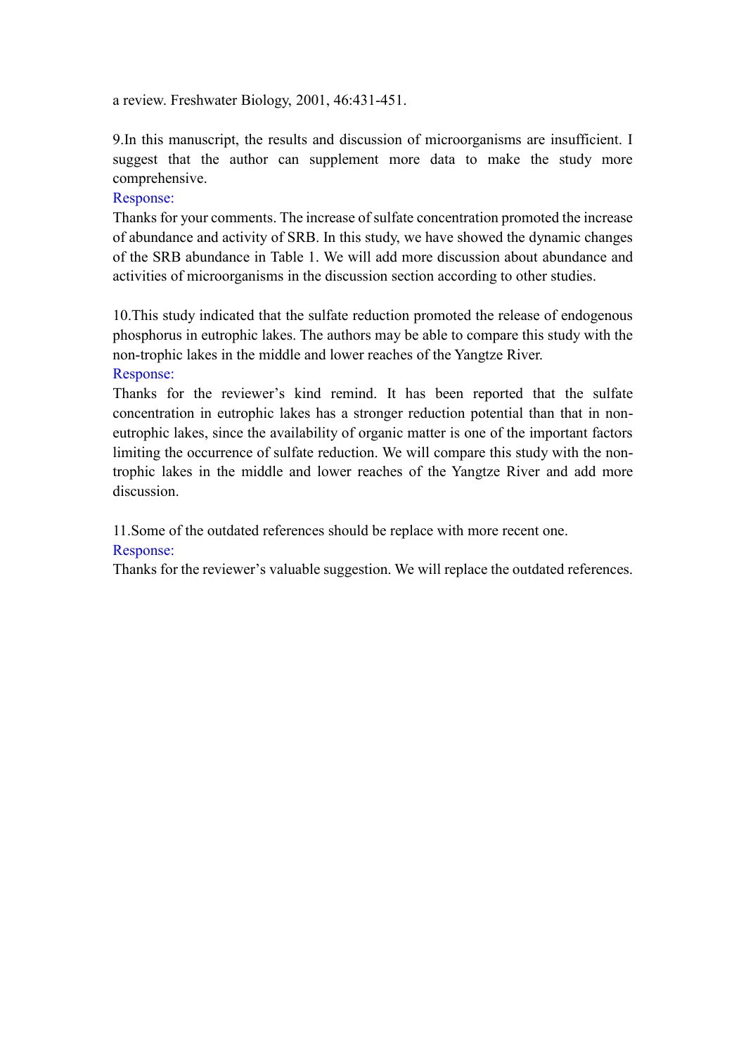a review. Freshwater Biology, 2001, 46:431-451.

9.In this manuscript, the results and discussion of microorganisms are insufficient. I suggest that the author can supplement more data to make the study more comprehensive.

Response:

Thanks for your comments. The increase of sulfate concentration promoted the increase of abundance and activity of SRB. In this study, we have showed the dynamic changes of the SRB abundance in Table 1. We will add more discussion about abundance and activities of microorganisms in the discussion section according to other studies.

10.This study indicated that the sulfate reduction promoted the release of endogenous phosphorus in eutrophic lakes. The authors may be able to compare this study with the non-trophic lakes in the middle and lower reaches of the Yangtze River.

Response:

Thanks for the reviewer's kind remind. It has been reported that the sulfate concentration in eutrophic lakes has a stronger reduction potential than that in non-eutrophic lakes, since the availability of organic matter is one of the important factors limiting the occurrence of sulfate reduction. We will compare this study with the non-trophic lakes in the middle and lower reaches of the Yangtze River and add more discussion.

11.Some of the outdated references should be replace with more recent one.

Response:

Thanks for the reviewer's valuable suggestion. We will replace the outdated references.